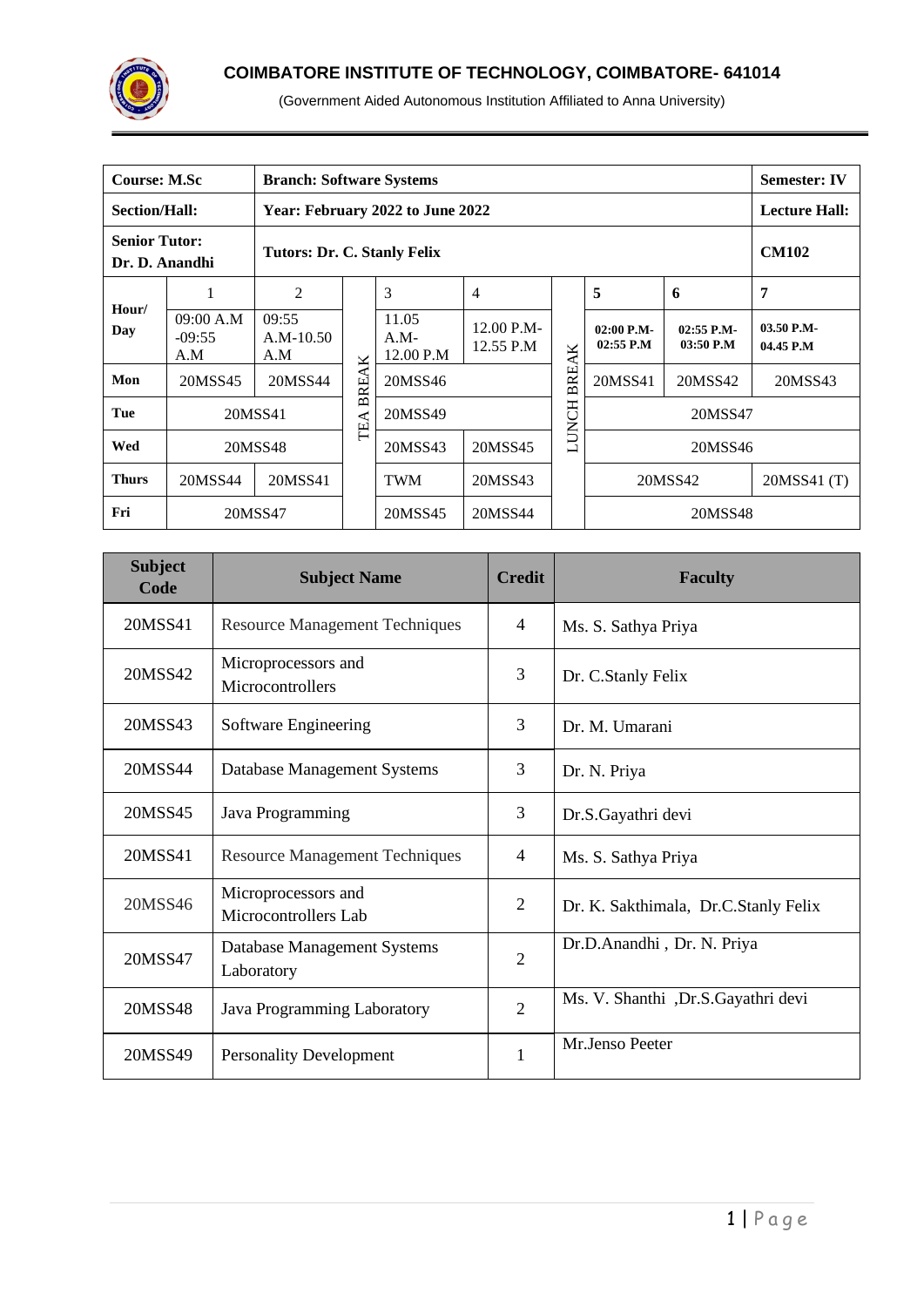# COIMBATORE INSTITUTE OF TECHNOLOGY, COIMBATORE- 641014

(Government Aided Autonomous Institution Affiliated to Anna University)

| **Course: M.Sc** | **Branch: Software Systems** | | | | | | | | **Semester: IV** |
|---|---|---|---|---|---|---|---|---|---|
| **Section/Hall:** | **Year: February 2022 to June 2022** | | | | | | | | **Lecture Hall:** |
| **Senior Tutor: Dr. D. Anandhi** | **Tutors: Dr. C. Stanly Felix** | | | | | | | | **CM102** |
| **Hour/ Day** | 1 | 2 | TEA BREAK | 3 | 4 | LUNCH BREAK | **5** | **6** | **7** |
| | 09:00 A.M -09:55 A.M | 09:55 A.M-10.50 A.M | | 11.05 A.M- 12.00 P.M | 12.00 P.M- 12.55 P.M | | **02:00 P.M- 02:55 P.M** | **02:55 P.M- 03:50 P.M** | **03.50 P.M- 04.45 P.M** |
| **Mon** | 20MSS45 | 20MSS44 | | 20MSS46 | | | 20MSS41 | 20MSS42 | 20MSS43 |
| **Tue** | 20MSS41 | | | 20MSS49 | | | 20MSS47 | | |
| **Wed** | 20MSS48 | | | 20MSS43 | 20MSS45 | | 20MSS46 | | |
| **Thurs** | 20MSS44 | 20MSS41 | | TWM | 20MSS43 | | 20MSS42 | | 20MSS41 (T) |
| **Fri** | 20MSS47 | | | 20MSS45 | 20MSS44 | | 20MSS48 | | |

| **Subject Code** | **Subject Name** | **Credit** | **Faculty** |
|---|---|---|---|
| 20MSS41 | Resource Management Techniques | 4 | Ms. S. Sathya Priya |
| 20MSS42 | Microprocessors and Microcontrollers | 3 | Dr. C.Stanly Felix |
| 20MSS43 | Software Engineering | 3 | Dr. M. Umarani |
| 20MSS44 | Database Management Systems | 3 | Dr. N. Priya |
| 20MSS45 | Java Programming | 3 | Dr.S.Gayathri devi |
| 20MSS41 | Resource Management Techniques | 4 | Ms. S. Sathya Priya |
| 20MSS46 | Microprocessors and Microcontrollers Lab | 2 | Dr. K. Sakthimala, Dr.C.Stanly Felix |
| 20MSS47 | Database Management Systems Laboratory | 2 | Dr.D.Anandhi , Dr. N. Priya |
| 20MSS48 | Java Programming Laboratory | 2 | Ms. V. Shanthi ,Dr.S.Gayathri devi |
| 20MSS49 | Personality Development | 1 | Mr.Jenso Peeter |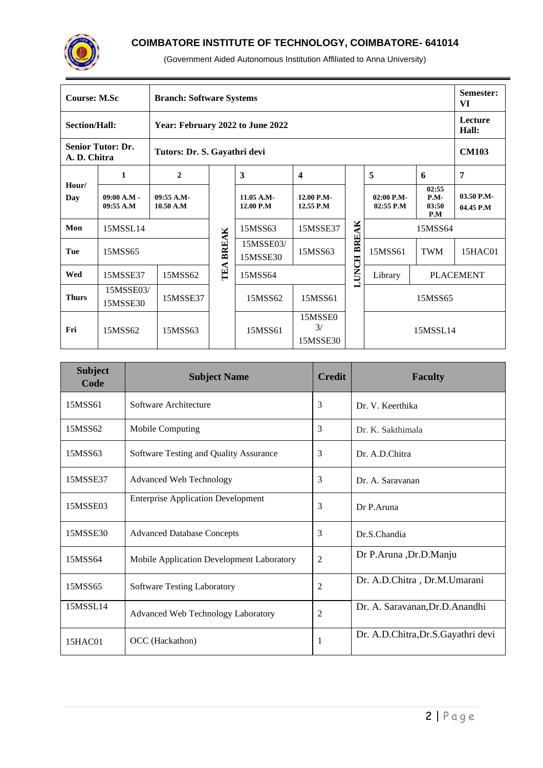**COIMBATORE INSTITUTE OF TECHNOLOGY, COIMBATORE- 641014**

(Government Aided Autonomous Institution Affiliated to Anna University)

| Course: M.Sc | | Branch: Software Systems | | | | | | | Semester: VI |
|---|---|---|---|---|---|---|---|---|---|
| Section/Hall: | | Year: February 2022 to June 2022 | | | | | | | Lecture Hall: |
| Senior Tutor: Dr. A. D. Chitra | | Tutors: Dr. S. Gayathri devi | | | | | | | CM103 |
| Hour/ Day | 1 | 2 | TEA BREAK | 3 | 4 | LUNCH BREAK | 5 | 6 | 7 |
| | 09:00 A.M - 09:55 A.M | 09:55 A.M- 10.50 A.M | | 11.05 A.M- 12.00 P.M | 12.00 P.M- 12.55 P.M | | 02:00 P.M- 02:55 P.M | 02:55 P.M- 03:50 P.M | 03.50 P.M- 04.45 P.M |
| Mon | 15MSSL14 | | | 15MSS63 | 15MSSE37 | | 15MSS64 | | |
| Tue | 15MSS65 | | | 15MSSE03/ 15MSSE30 | 15MSS63 | | 15MSS61 | TWM | 15HAC01 |
| Wed | 15MSSE37 | 15MSS62 | | 15MSS64 | | | Library | PLACEMENT | |
| Thurs | 15MSSE03/ 15MSSE30 | 15MSSE37 | | 15MSS62 | 15MSS61 | | 15MSS65 | | |
| Fri | 15MSS62 | 15MSS63 | | 15MSS61 | 15MSSE03/ 15MSSE30 | | 15MSSL14 | | |

| Subject Code | Subject Name | Credit | Faculty |
|---|---|---|---|
| 15MSS61 | Software Architecture | 3 | Dr. V. Keerthika |
| 15MSS62 | Mobile Computing | 3 | Dr. K. Sakthimala |
| 15MSS63 | Software Testing and Quality Assurance | 3 | Dr. A.D.Chitra |
| 15MSSE37 | Advanced Web Technology | 3 | Dr. A. Saravanan |
| 15MSSE03 | Enterprise Application Development | 3 | Dr P.Aruna |
| 15MSSE30 | Advanced Database Concepts | 3 | Dr.S.Chandia |
| 15MSS64 | Mobile Application Development Laboratory | 2 | Dr P.Aruna ,Dr.D.Manju |
| 15MSS65 | Software Testing Laboratory | 2 | Dr. A.D.Chitra , Dr.M.Umarani |
| 15MSSL14 | Advanced Web Technology Laboratory | 2 | Dr. A. Saravanan,Dr.D.Anandhi |
| 15HAC01 | OCC (Hackathon) | 1 | Dr. A.D.Chitra,Dr.S.Gayathri devi |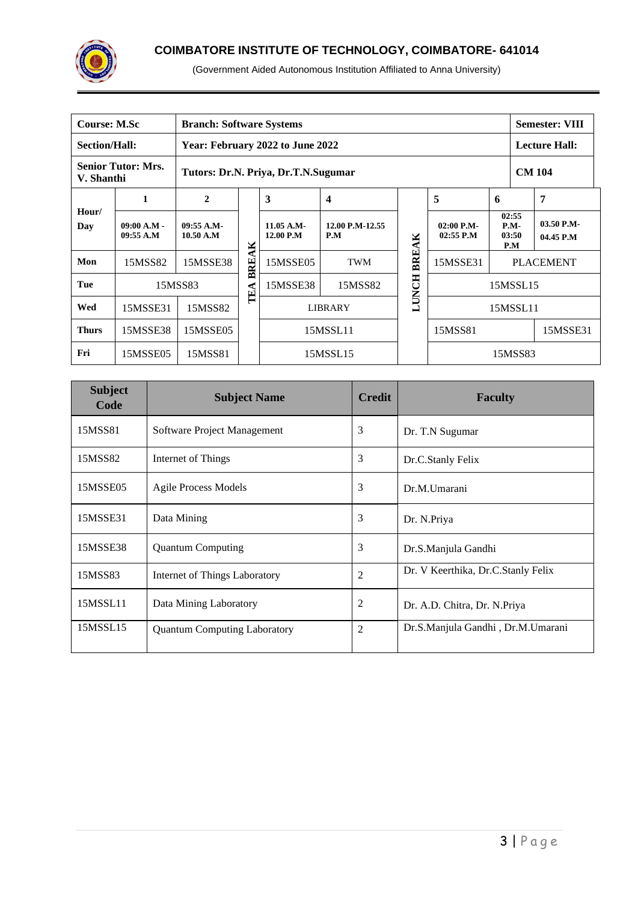**COIMBATORE INSTITUTE OF TECHNOLOGY, COIMBATORE- 641014**

(Government Aided Autonomous Institution Affiliated to Anna University)

| **Course: M.Sc** | **Branch: Software Systems** | **Semester: VIII** |
|---|---|---|
| **Section/Hall:** | **Year: February 2022 to June 2022** | **Lecture Hall:** |
| **Senior Tutor: Mrs. V. Shanthi** | **Tutors: Dr.N. Priya, Dr.T.N.Sugumar** | **CM 104** |

| **Hour/ Day** | **1** | **2** | | **3** | **4** | | **5** | **6** | **7** |
|---|---|---|---|---|---|---|---|---|---|
| | **09:00 A.M - 09:55 A.M** | **09:55 A.M- 10.50 A.M** | **TEA BREAK** | **11.05 A.M- 12.00 P.M** | **12.00 P.M-12.55 P.M** | **LUNCH BREAK** | **02:00 P.M- 02:55 P.M** | **02:55 P.M- 03:50 P.M** | **03.50 P.M- 04.45 P.M** |
| **Mon** | 15MSS82 | 15MSSE38 | | 15MSSE05 | TWM | | 15MSSE31 | PLACEMENT | |
| **Tue** | 15MSS83 | | | 15MSSE38 | 15MSS82 | | 15MSSL15 | | |
| **Wed** | 15MSSE31 | 15MSS82 | | LIBRARY | | | 15MSSL11 | | |
| **Thurs** | 15MSSE38 | 15MSSE05 | | 15MSSL11 | | | 15MSS81 | | 15MSSE31 |
| **Fri** | 15MSSE05 | 15MSS81 | | 15MSSL15 | | | 15MSS83 | | |

| Subject Code | Subject Name | Credit | Faculty |
|---|---|---|---|
| 15MSS81 | Software Project Management | 3 | Dr. T.N Sugumar |
| 15MSS82 | Internet of Things | 3 | Dr.C.Stanly Felix |
| 15MSSE05 | Agile Process Models | 3 | Dr.M.Umarani |
| 15MSSE31 | Data Mining | 3 | Dr. N.Priya |
| 15MSSE38 | Quantum Computing | 3 | Dr.S.Manjula Gandhi |
| 15MSS83 | Internet of Things Laboratory | 2 | Dr. V Keerthika, Dr.C.Stanly Felix |
| 15MSSL11 | Data Mining Laboratory | 2 | Dr. A.D. Chitra, Dr. N.Priya |
| 15MSSL15 | Quantum Computing Laboratory | 2 | Dr.S.Manjula Gandhi , Dr.M.Umarani |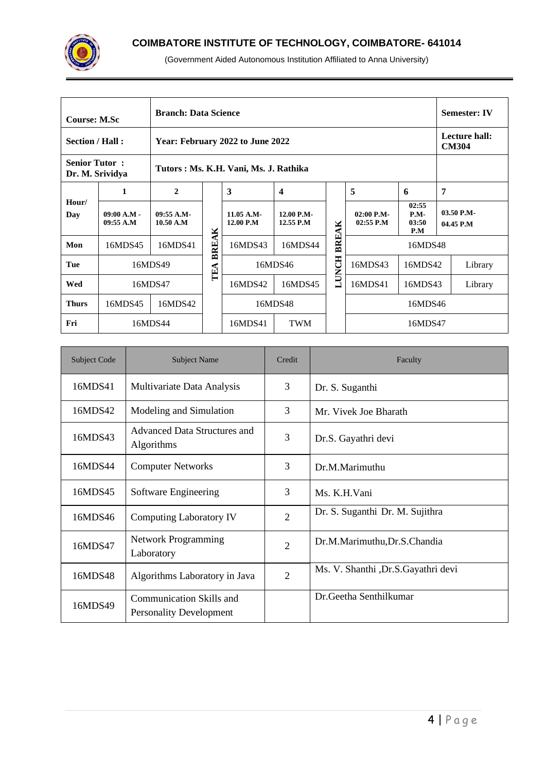## COIMBATORE INSTITUTE OF TECHNOLOGY, COIMBATORE- 641014

(Government Aided Autonomous Institution Affiliated to Anna University)

| **Course: M.Sc** | **Branch: Data Science** | | | | | | | | **Semester: IV** |
|---|---|---|---|---|---|---|---|---|---|
| **Section / Hall :** | **Year: February 2022 to June 2022** | | | | | | | | **Lecture hall: CM304** |
| **Senior Tutor : Dr. M. Srividya** | **Tutors : Ms. K.H. Vani, Ms. J. Rathika** | | | | | | | | |
| **Hour/ Day** | **1** | **2** | | **3** | **4** | | **5** | **6** | **7** |
| | **09:00 A.M - 09:55 A.M** | **09:55 A.M- 10.50 A.M** | | **11.05 A.M- 12.00 P.M** | **12.00 P.M- 12.55 P.M** | | **02:00 P.M- 02:55 P.M** | **02:55 P.M- 03:50 P.M** | **03.50 P.M- 04.45 P.M** |
| **Mon** | 16MDS45 | 16MDS41 | **TEA BREAK** | 16MDS43 | 16MDS44 | **LUNCH BREAK** | 16MDS48 | | |
| **Tue** | 16MDS49 | | | 16MDS46 | | | 16MDS43 | 16MDS42 | Library |
| **Wed** | 16MDS47 | | | 16MDS42 | 16MDS45 | | 16MDS41 | 16MDS43 | Library |
| **Thurs** | 16MDS45 | 16MDS42 | | 16MDS48 | | | 16MDS46 | | |
| **Fri** | 16MDS44 | | | 16MDS41 | TWM | | 16MDS47 | | |

| Subject Code | Subject Name | Credit | Faculty |
|---|---|---|---|
| 16MDS41 | Multivariate Data Analysis | 3 | Dr. S. Suganthi |
| 16MDS42 | Modeling and Simulation | 3 | Mr. Vivek Joe Bharath |
| 16MDS43 | Advanced Data Structures and Algorithms | 3 | Dr.S. Gayathri devi |
| 16MDS44 | Computer Networks | 3 | Dr.M.Marimuthu |
| 16MDS45 | Software Engineering | 3 | Ms. K.H.Vani |
| 16MDS46 | Computing Laboratory IV | 2 | Dr. S. Suganthi Dr. M. Sujithra |
| 16MDS47 | Network Programming Laboratory | 2 | Dr.M.Marimuthu,Dr.S.Chandia |
| 16MDS48 | Algorithms Laboratory in Java | 2 | Ms. V. Shanthi ,Dr.S.Gayathri devi |
| 16MDS49 | Communication Skills and Personality Development | | Dr.Geetha Senthilkumar |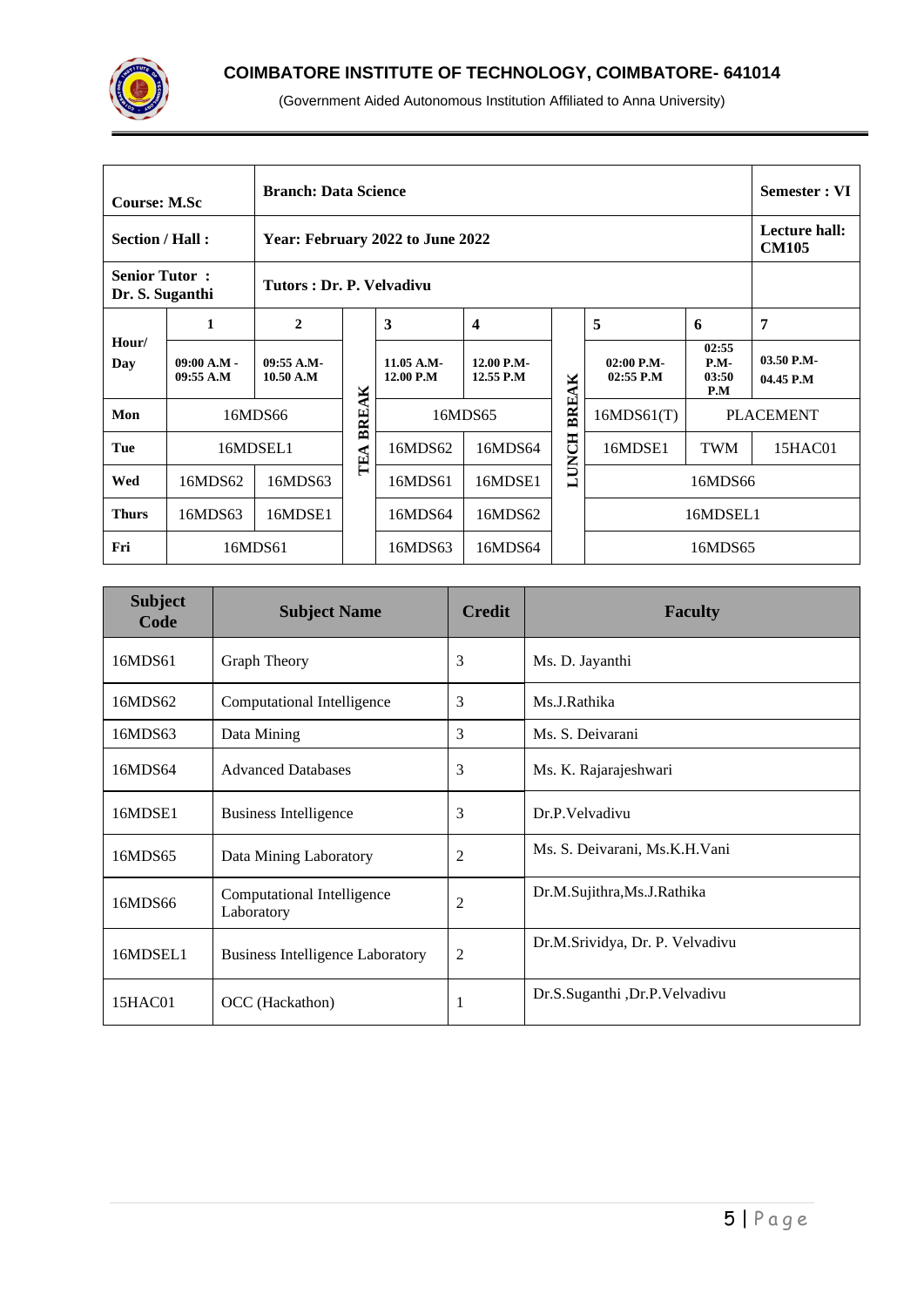**COIMBATORE INSTITUTE OF TECHNOLOGY, COIMBATORE- 641014**

(Government Aided Autonomous Institution Affiliated to Anna University)

| Course: M.Sc | Branch: Data Science | | | | | | | | | Semester : VI |
|---|---|---|---|---|---|---|---|---|---|---|
| Section / Hall : | Year: February 2022 to June 2022 | | | | | | | | | Lecture hall: CM105 |
| Senior Tutor : Dr. S. Suganthi | Tutors : Dr. P. Velvadivu | | | | | | | | | |
| Hour/ Day | 1 | 2 | TEA BREAK | 3 | 4 | LUNCH BREAK | 5 | 6 | 7 | |
| | 09:00 A.M - 09:55 A.M | 09:55 A.M- 10.50 A.M | | 11.05 A.M- 12.00 P.M | 12.00 P.M- 12.55 P.M | | 02:00 P.M- 02:55 P.M | 02:55 P.M- 03:50 P.M | 03.50 P.M- 04.45 P.M | |
| Mon | 16MDS66 | | | 16MDS65 | | | 16MDS61(T) | PLACEMENT | | |
| Tue | 16MDSEL1 | | | 16MDS62 | 16MDS64 | | 16MDSE1 | TWM | 15HAC01 | |
| Wed | 16MDS62 | 16MDS63 | | 16MDS61 | 16MDSE1 | | 16MDS66 | | | |
| Thurs | 16MDS63 | 16MDSE1 | | 16MDS64 | 16MDS62 | | 16MDSEL1 | | | |
| Fri | 16MDS61 | | | 16MDS63 | 16MDS64 | | 16MDS65 | | | |

| Subject Code | Subject Name | Credit | Faculty |
|---|---|---|---|
| 16MDS61 | Graph Theory | 3 | Ms. D. Jayanthi |
| 16MDS62 | Computational Intelligence | 3 | Ms.J.Rathika |
| 16MDS63 | Data Mining | 3 | Ms. S. Deivarani |
| 16MDS64 | Advanced Databases | 3 | Ms. K. Rajarajeshwari |
| 16MDSE1 | Business Intelligence | 3 | Dr.P.Velvadivu |
| 16MDS65 | Data Mining Laboratory | 2 | Ms. S. Deivarani, Ms.K.H.Vani |
| 16MDS66 | Computational Intelligence Laboratory | 2 | Dr.M.Sujithra,Ms.J.Rathika |
| 16MDSEL1 | Business Intelligence Laboratory | 2 | Dr.M.Srividya, Dr. P. Velvadivu |
| 15HAC01 | OCC (Hackathon) | 1 | Dr.S.Suganthi ,Dr.P.Velvadivu |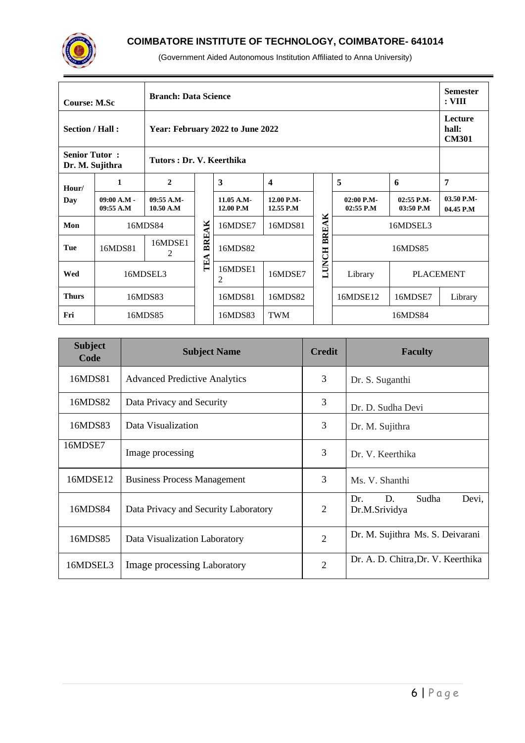## COIMBATORE INSTITUTE OF TECHNOLOGY, COIMBATORE- 641014

(Government Aided Autonomous Institution Affiliated to Anna University)

| **Course: M.Sc** | **Branch: Data Science** | | | | | | | | **Semester : VIII** |
|---|---|---|---|---|---|---|---|---|---|
| **Section / Hall :** | **Year: February 2022 to June 2022** | | | | | | | | **Lecture hall: CM301** |
| **Senior Tutor : Dr. M. Sujithra** | **Tutors : Dr. V. Keerthika** | | | | | | | | |
| **Hour/ Day** | **1** 09:00 A.M - 09:55 A.M | **2** 09:55 A.M- 10.50 A.M | | **3** 11.05 A.M- 12.00 P.M | **4** 12.00 P.M- 12.55 P.M | | **5** 02:00 P.M- 02:55 P.M | **6** 02:55 P.M- 03:50 P.M | **7** 03.50 P.M- 04.45 P.M |
| **Mon** | 16MDS84 | | **TEA BREAK** | 16MDSE7 | 16MDS81 | **LUNCH BREAK** | 16MDSEL3 | | |
| **Tue** | 16MDS81 | 16MDSE12 | | 16MDS82 | | | 16MDS85 | | |
| **Wed** | 16MDSEL3 | | | 16MDSE12 | 16MDSE7 | | Library | PLACEMENT | |
| **Thurs** | 16MDS83 | | | 16MDS81 | 16MDS82 | | 16MDSE12 | 16MDSE7 | Library |
| **Fri** | 16MDS85 | | | 16MDS83 | TWM | | 16MDS84 | | |

| Subject Code | Subject Name | Credit | Faculty |
|---|---|---|---|
| 16MDS81 | Advanced Predictive Analytics | 3 | Dr. S. Suganthi |
| 16MDS82 | Data Privacy and Security | 3 | Dr. D. Sudha Devi |
| 16MDS83 | Data Visualization | 3 | Dr. M. Sujithra |
| 16MDSE7 | Image processing | 3 | Dr. V. Keerthika |
| 16MDSE12 | Business Process Management | 3 | Ms. V. Shanthi |
| 16MDS84 | Data Privacy and Security Laboratory | 2 | Dr. D. Sudha Devi, Dr.M.Srividya |
| 16MDS85 | Data Visualization Laboratory | 2 | Dr. M. Sujithra Ms. S. Deivarani |
| 16MDSEL3 | Image processing Laboratory | 2 | Dr. A. D. Chitra,Dr. V. Keerthika |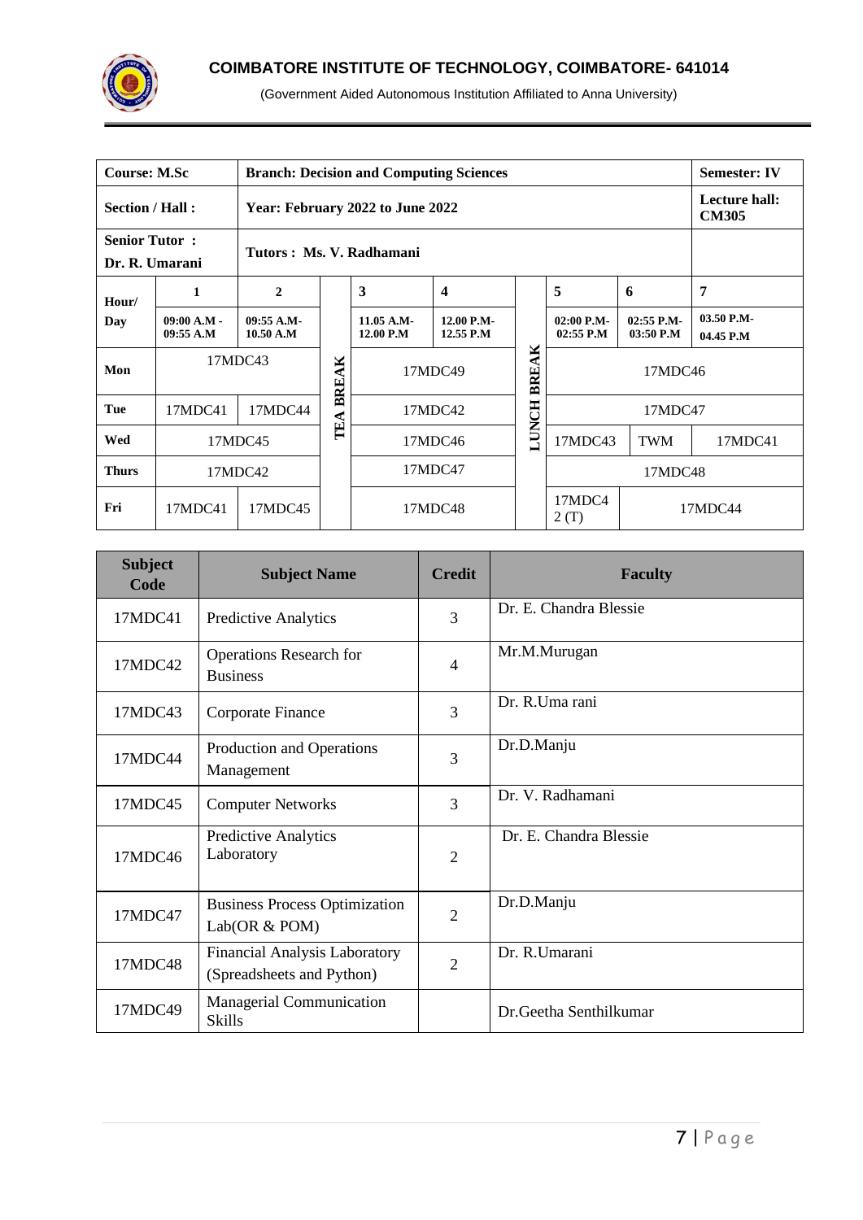**COIMBATORE INSTITUTE OF TECHNOLOGY, COIMBATORE- 641014**

(Government Aided Autonomous Institution Affiliated to Anna University)

| **Course: M.Sc** | | **Branch: Decision and Computing Sciences** | | | | | | | | **Semester: IV** |
|---|---|---|---|---|---|---|---|---|---|---|
| **Section / Hall :** | | **Year: February 2022 to June 2022** | | | | | | | | **Lecture hall: CM305** |
| **Senior Tutor : Dr. R. Umarani** | | **Tutors : Ms. V. Radhamani** | | | | | | | | |
| **Hour/ Day** | **1** | **2** | | **3** | **4** | | **5** | **6** | **7** | |
| | **09:00 A.M - 09:55 A.M** | **09:55 A.M- 10.50 A.M** | | **11.05 A.M- 12.00 P.M** | **12.00 P.M- 12.55 P.M** | | **02:00 P.M- 02:55 P.M** | **02:55 P.M- 03:50 P.M** | **03.50 P.M- 04.45 P.M** | |
| **Mon** | 17MDC43 | | **TEA BREAK** | 17MDC49 | | **LUNCH BREAK** | 17MDC46 | | | |
| **Tue** | 17MDC41 | 17MDC44 | | 17MDC42 | | | 17MDC47 | | | |
| **Wed** | 17MDC45 | | | 17MDC46 | | | 17MDC43 | TWM | 17MDC41 | |
| **Thurs** | 17MDC42 | | | 17MDC47 | | | 17MDC48 | | | |
| **Fri** | 17MDC41 | 17MDC45 | | 17MDC48 | | | 17MDC42 (T) | 17MDC44 | | |

| Subject Code | Subject Name | Credit | Faculty |
|---|---|---|---|
| 17MDC41 | Predictive Analytics | 3 | Dr. E. Chandra Blessie |
| 17MDC42 | Operations Research for Business | 4 | Mr.M.Murugan |
| 17MDC43 | Corporate Finance | 3 | Dr. R.Uma rani |
| 17MDC44 | Production and Operations Management | 3 | Dr.D.Manju |
| 17MDC45 | Computer Networks | 3 | Dr. V. Radhamani |
| 17MDC46 | Predictive Analytics Laboratory | 2 | Dr. E. Chandra Blessie |
| 17MDC47 | Business Process Optimization Lab(OR & POM) | 2 | Dr.D.Manju |
| 17MDC48 | Financial Analysis Laboratory (Spreadsheets and Python) | 2 | Dr. R.Umarani |
| 17MDC49 | Managerial Communication Skills | | Dr.Geetha Senthilkumar |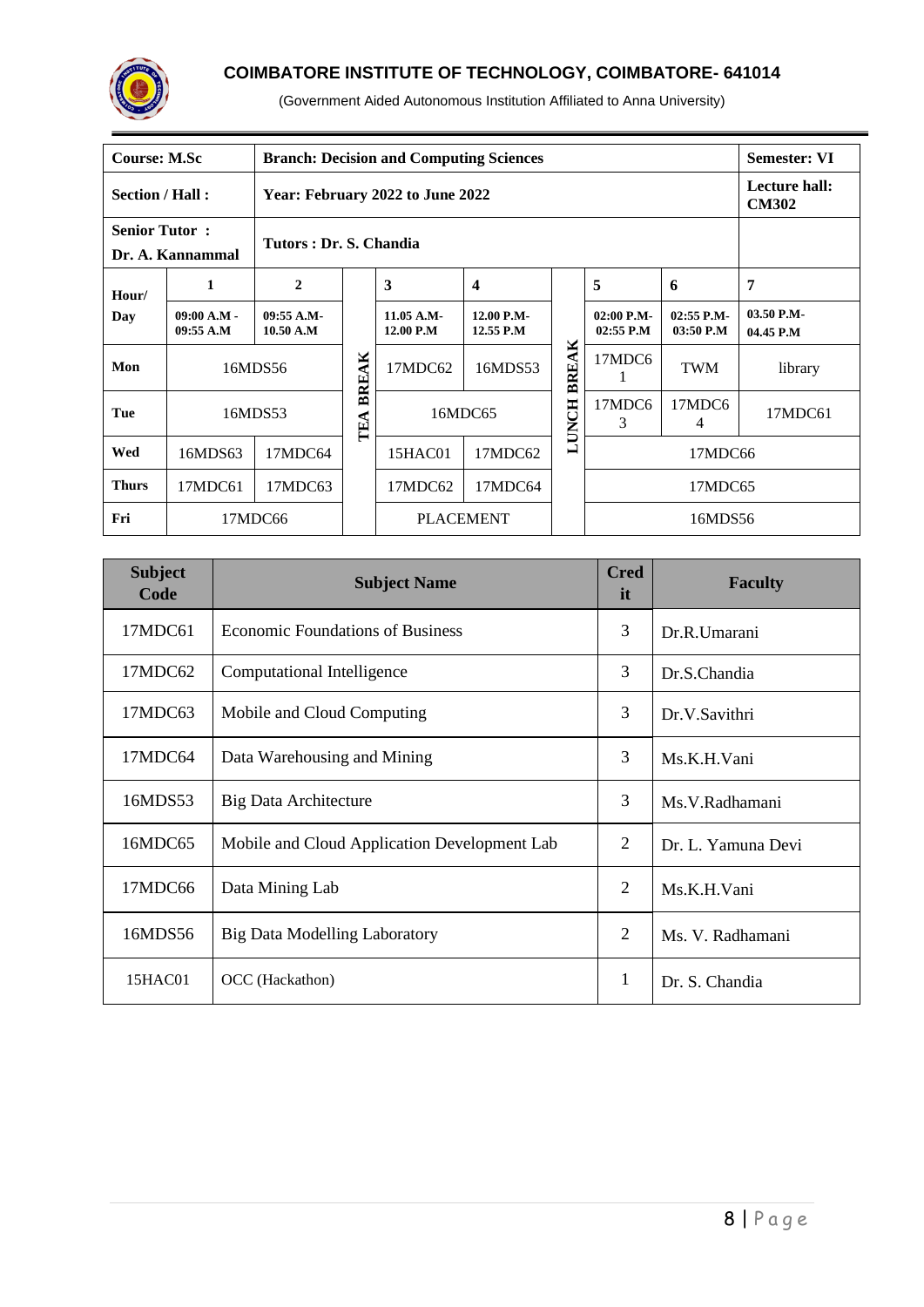## COIMBATORE INSTITUTE OF TECHNOLOGY, COIMBATORE- 641014

(Government Aided Autonomous Institution Affiliated to Anna University)

| **Course: M.Sc** | | **Branch: Decision and Computing Sciences** | | | | | | | | **Semester: VI** |
|---|---|---|---|---|---|---|---|---|---|---|
| **Section / Hall :** | | **Year: February 2022 to June 2022** | | | | | | | | **Lecture hall: CM302** |
| **Senior Tutor : Dr. A. Kannammal** | | **Tutors : Dr. S. Chandia** | | | | | | | | |
| **Hour/ Day** | **1** 09:00 A.M - 09:55 A.M | **2** 09:55 A.M- 10.50 A.M | | **3** 11.05 A.M- 12.00 P.M | **4** 12.00 P.M- 12.55 P.M | | **5** 02:00 P.M- 02:55 P.M | **6** 02:55 P.M- 03:50 P.M | **7** 03.50 P.M- 04.45 P.M | |
| **Mon** | 16MDS56 | | TEA BREAK | 17MDC62 | 16MDS53 | LUNCH BREAK | 17MDC61 | TWM | library | |
| **Tue** | 16MDS53 | | | 16MDC65 | | | 17MDC63 | 17MDC64 | 17MDC61 | |
| **Wed** | 16MDS63 | 17MDC64 | | 15HAC01 | 17MDC62 | | 17MDC66 | | | |
| **Thurs** | 17MDC61 | 17MDC63 | | 17MDC62 | 17MDC64 | | 17MDC65 | | | |
| **Fri** | 17MDC66 | | | PLACEMENT | | | 16MDS56 | | | |

| **Subject Code** | **Subject Name** | **Credit** | **Faculty** |
|---|---|---|---|
| 17MDC61 | Economic Foundations of Business | 3 | Dr.R.Umarani |
| 17MDC62 | Computational Intelligence | 3 | Dr.S.Chandia |
| 17MDC63 | Mobile and Cloud Computing | 3 | Dr.V.Savithri |
| 17MDC64 | Data Warehousing and Mining | 3 | Ms.K.H.Vani |
| 16MDS53 | Big Data Architecture | 3 | Ms.V.Radhamani |
| 16MDC65 | Mobile and Cloud Application Development Lab | 2 | Dr. L. Yamuna Devi |
| 17MDC66 | Data Mining Lab | 2 | Ms.K.H.Vani |
| 16MDS56 | Big Data Modelling Laboratory | 2 | Ms. V. Radhamani |
| 15HAC01 | OCC (Hackathon) | 1 | Dr. S. Chandia |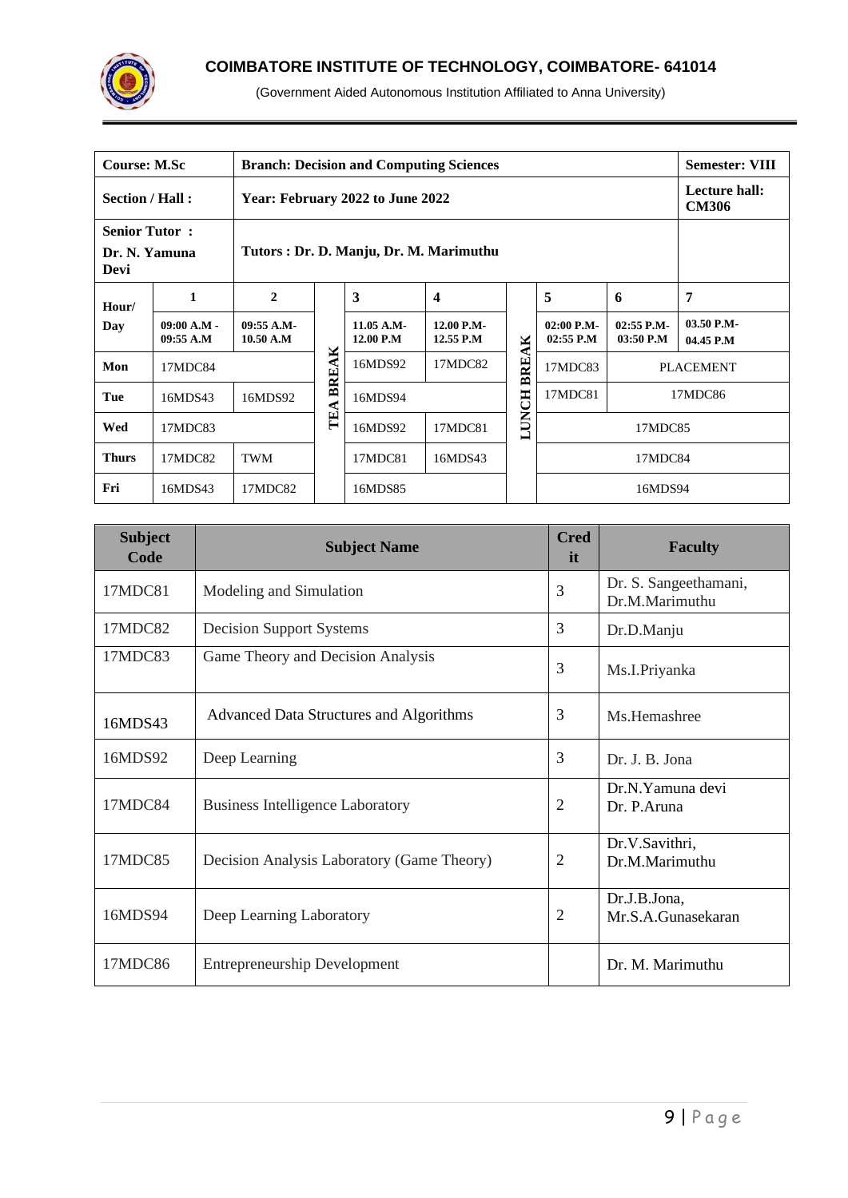**COIMBATORE INSTITUTE OF TECHNOLOGY, COIMBATORE- 641014**

(Government Aided Autonomous Institution Affiliated to Anna University)

| **Course: M.Sc** | | **Branch: Decision and Computing Sciences** | | | | | | | **Semester: VIII** |
|---|---|---|---|---|---|---|---|---|---|
| **Section / Hall :** | | **Year: February 2022 to June 2022** | | | | | | | **Lecture hall: CM306** |
| **Senior Tutor : Dr. N. Yamuna Devi** | | **Tutors : Dr. D. Manju, Dr. M. Marimuthu** | | | | | | | |
| **Hour/ Day** | **1** | **2** | **TEA BREAK** | **3** | **4** | **LUNCH BREAK** | **5** | **6** | **7** |
| | **09:00 A.M - 09:55 A.M** | **09:55 A.M- 10.50 A.M** | | **11.05 A.M- 12.00 P.M** | **12.00 P.M- 12.55 P.M** | | **02:00 P.M- 02:55 P.M** | **02:55 P.M- 03:50 P.M** | **03.50 P.M- 04.45 P.M** |
| **Mon** | 17MDC84 | | | 16MDS92 | 17MDC82 | | 17MDC83 | PLACEMENT | |
| **Tue** | 16MDS43 | 16MDS92 | | 16MDS94 | | | 17MDC81 | 17MDC86 | |
| **Wed** | 17MDC83 | | | 16MDS92 | 17MDC81 | | 17MDC85 | | |
| **Thurs** | 17MDC82 | TWM | | 17MDC81 | 16MDS43 | | 17MDC84 | | |
| **Fri** | 16MDS43 | 17MDC82 | | 16MDS85 | | | 16MDS94 | | |

| Subject Code | Subject Name | Credit | Faculty |
|---|---|---|---|
| 17MDC81 | Modeling and Simulation | 3 | Dr. S. Sangeethamani, Dr.M.Marimuthu |
| 17MDC82 | Decision Support Systems | 3 | Dr.D.Manju |
| 17MDC83 | Game Theory and Decision Analysis | 3 | Ms.I.Priyanka |
| 16MDS43 | Advanced Data Structures and Algorithms | 3 | Ms.Hemashree |
| 16MDS92 | Deep Learning | 3 | Dr. J. B. Jona |
| 17MDC84 | Business Intelligence Laboratory | 2 | Dr.N.Yamuna devi Dr. P.Aruna |
| 17MDC85 | Decision Analysis Laboratory (Game Theory) | 2 | Dr.V.Savithri, Dr.M.Marimuthu |
| 16MDS94 | Deep Learning Laboratory | 2 | Dr.J.B.Jona, Mr.S.A.Gunasekaran |
| 17MDC86 | Entrepreneurship Development | | Dr. M. Marimuthu |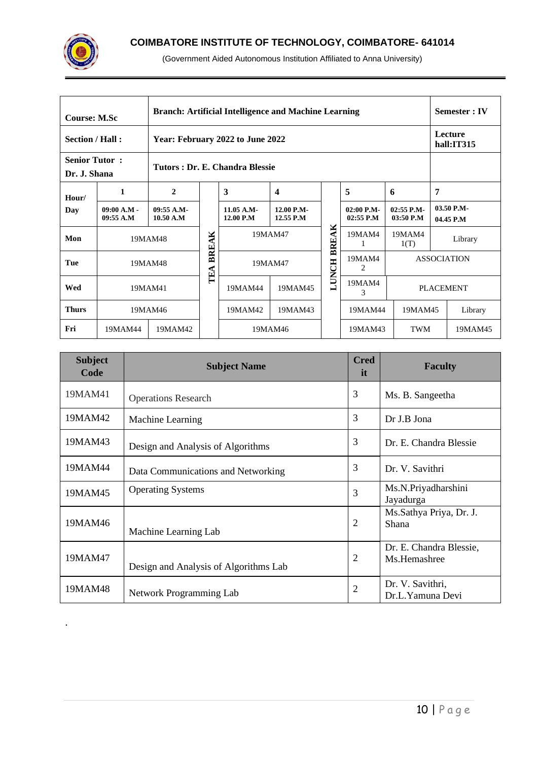**COIMBATORE INSTITUTE OF TECHNOLOGY, COIMBATORE- 641014**

(Government Aided Autonomous Institution Affiliated to Anna University)

| Course: M.Sc | | Branch: Artificial Intelligence and Machine Learning | | | | | | | | Semester : IV |
|---|---|---|---|---|---|---|---|---|---|---|
| Section / Hall : | | Year: February 2022 to June 2022 | | | | | | | | Lecture hall:IT315 |
| Senior Tutor : Dr. J. Shana | | Tutors : Dr. E. Chandra Blessie | | | | | | | | |
| Hour/ Day | 1<br>09:00 A.M - 09:55 A.M | 2<br>09:55 A.M- 10.50 A.M | TEA BREAK | 3<br>11.05 A.M- 12.00 P.M | 4<br>12.00 P.M- 12.55 P.M | LUNCH BREAK | 5<br>02:00 P.M- 02:55 P.M | 6<br>02:55 P.M- 03:50 P.M | | 7<br>03.50 P.M- 04.45 P.M |
| Mon | 19MAM48 | | | 19MAM47 | | | 19MAM41 | 19MAM41(T) | | Library |
| Tue | 19MAM48 | | | 19MAM47 | | | 19MAM42 | ASSOCIATION | | |
| Wed | 19MAM41 | | | 19MAM44 | 19MAM45 | | 19MAM43 | PLACEMENT | | |
| Thurs | 19MAM46 | | | 19MAM42 | 19MAM43 | | 19MAM44 | 19MAM45 | | Library |
| Fri | 19MAM44 | 19MAM42 | | 19MAM46 | | | 19MAM43 | TWM | | 19MAM45 |

| Subject Code | Subject Name | Credit | Faculty |
|---|---|---|---|
| 19MAM41 | Operations Research | 3 | Ms. B. Sangeetha |
| 19MAM42 | Machine Learning | 3 | Dr J.B Jona |
| 19MAM43 | Design and Analysis of Algorithms | 3 | Dr. E. Chandra Blessie |
| 19MAM44 | Data Communications and Networking | 3 | Dr. V. Savithri |
| 19MAM45 | Operating Systems | 3 | Ms.N.Priyadharshini Jayadurga |
| 19MAM46 | Machine Learning Lab | 2 | Ms.Sathya Priya, Dr. J. Shana |
| 19MAM47 | Design and Analysis of Algorithms Lab | 2 | Dr. E. Chandra Blessie, Ms.Hemashree |
| 19MAM48 | Network Programming Lab | 2 | Dr. V. Savithri, Dr.L.Yamuna Devi |

.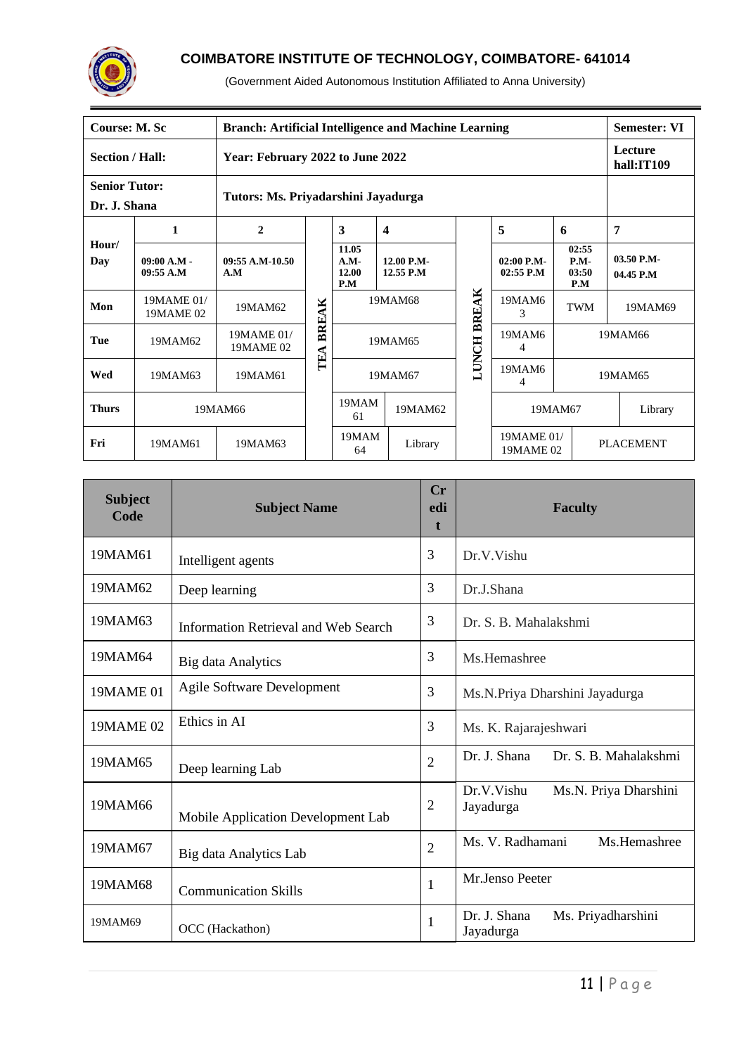**COIMBATORE INSTITUTE OF TECHNOLOGY, COIMBATORE- 641014**

(Government Aided Autonomous Institution Affiliated to Anna University)

| **Course: M. Sc** | **Branch: Artificial Intelligence and Machine Learning** | **Semester: VI** |
|---|---|---|
| **Section / Hall:** | **Year: February 2022 to June 2022** | **Lecture hall:IT109** |
| **Senior Tutor: Dr. J. Shana** | **Tutors: Ms. Priyadarshini Jayadurga** | |

| **Hour/ Day** | **1** | **2** | | **3** | **4** | | **5** | **6** | **7** |
|---|---|---|---|---|---|---|---|---|---|
| | **09:00 A.M - 09:55 A.M** | **09:55 A.M-10.50 A.M** | | **11.05 A.M-12.00 P.M** | **12.00 P.M-12.55 P.M** | | **02:00 P.M-02:55 P.M** | **02:55 P.M-03:50 P.M** | **03.50 P.M-04.45 P.M** |
| **Mon** | 19MAME 01/ 19MAME 02 | 19MAM62 | **TEA BREAK** | 19MAM68 | | **LUNCH BREAK** | 19MAM63 | TWM | 19MAM69 |
| **Tue** | 19MAM62 | 19MAME 01/ 19MAME 02 | | 19MAM65 | | | 19MAM64 | 19MAM66 | |
| **Wed** | 19MAM63 | 19MAM61 | | 19MAM67 | | | 19MAM64 | 19MAM65 | |
| **Thurs** | 19MAM66 | | | 19MAM61 | 19MAM62 | | 19MAM67 | | Library |
| **Fri** | 19MAM61 | 19MAM63 | | 19MAM64 | Library | | 19MAME 01/ 19MAME 02 | PLACEMENT | |

| **Subject Code** | **Subject Name** | **Credit** | **Faculty** |
|---|---|---|---|
| 19MAM61 | Intelligent agents | 3 | Dr.V.Vishu |
| 19MAM62 | Deep learning | 3 | Dr.J.Shana |
| 19MAM63 | Information Retrieval and Web Search | 3 | Dr. S. B. Mahalakshmi |
| 19MAM64 | Big data Analytics | 3 | Ms.Hemashree |
| 19MAME 01 | Agile Software Development | 3 | Ms.N.Priya Dharshini Jayadurga |
| 19MAME 02 | Ethics in AI | 3 | Ms. K. Rajarajeshwari |
| 19MAM65 | Deep learning Lab | 2 | Dr. J. Shana Dr. S. B. Mahalakshmi |
| 19MAM66 | Mobile Application Development Lab | 2 | Dr.V.Vishu Ms.N. Priya Dharshini Jayadurga |
| 19MAM67 | Big data Analytics Lab | 2 | Ms. V. Radhamani Ms.Hemashree |
| 19MAM68 | Communication Skills | 1 | Mr.Jenso Peeter |
| 19MAM69 | OCC (Hackathon) | 1 | Dr. J. Shana Ms. Priyadharshini Jayadurga |